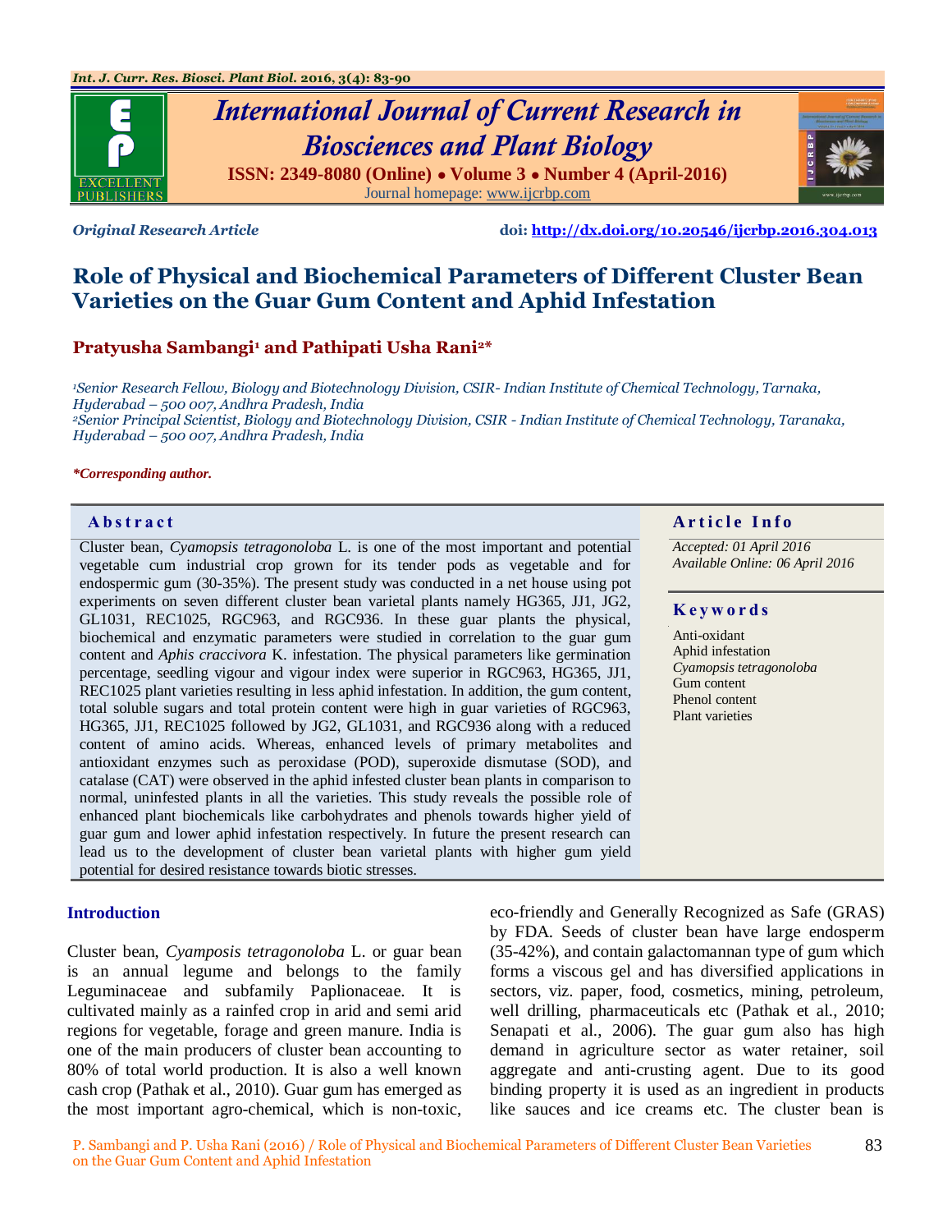Original Research Article

doi: http://dx.doi.org/10.20546/ijcrbp.2016.304.013

# Role of Physical and Biochemical Parameters of Different Cluster Bean Varieties on the Guar Gum Content and Aphid Infestation

**Pratyusha Sambangi[1] and Pathipati Usha Rani[2]***

*[1]Senior Research Fellow, Biology and Biotechnology Division, CSIR- Indian Institute of Chemical Technology, Tarnaka, Hyderabad – 500 007, Andhra Pradesh, India*

*[2]Senior Principal Scientist, Biology and Biotechnology Division, CSIR - Indian Institute of Chemical Technology, Taranaka, Hyderabad – 500 007, Andhra Pradesh, India*

***Corresponding author.**

## Abstract

Cluster bean, *Cyamopsis tetragonoloba* L. is one of the most important and potential vegetable cum industrial crop grown for its tender pods as vegetable and for endospermic gum (30-35%). The present study was conducted in a net house using pot experiments on seven different cluster bean varietal plants namely HG365, JJ1, JG2, GL1031, REC1025, RGC963, and RGC936. In these guar plants the physical, biochemical and enzymatic parameters were studied in correlation to the guar gum content and *Aphis craccivora* K. infestation. The physical parameters like germination percentage, seedling vigour and vigour index were superior in RGC963, HG365, JJ1, REC1025 plant varieties resulting in less aphid infestation. In addition, the gum content, total soluble sugars and total protein content were high in guar varieties of RGC963, HG365, JJ1, REC1025 followed by JG2, GL1031, and RGC936 along with a reduced content of amino acids. Whereas, enhanced levels of primary metabolites and antioxidant enzymes such as peroxidase (POD), superoxide dismutase (SOD), and catalase (CAT) were observed in the aphid infested cluster bean plants in comparison to normal, uninfested plants in all the varieties. This study reveals the possible role of enhanced plant biochemicals like carbohydrates and phenols towards higher yield of guar gum and lower aphid infestation respectively. In future the present research can lead us to the development of cluster bean varietal plants with higher gum yield potential for desired resistance towards biotic stresses.

## Article Info

*Accepted: 01 April 2016*
*Available Online: 06 April 2016*

## Keywords

Anti-oxidant
Aphid infestation
*Cyamopsis tetragonoloba*
Gum content
Phenol content
Plant varieties

## Introduction

Cluster bean, *Cyamposis tetragonoloba* L. or guar bean is an annual legume and belongs to the family Leguminaceae and subfamily Paplionaceae. It is cultivated mainly as a rainfed crop in arid and semi arid regions for vegetable, forage and green manure. India is one of the main producers of cluster bean accounting to 80% of total world production. It is also a well known cash crop (Pathak et al., 2010). Guar gum has emerged as the most important agro-chemical, which is non-toxic, eco-friendly and Generally Recognized as Safe (GRAS) by FDA. Seeds of cluster bean have large endosperm (35-42%), and contain galactomannan type of gum which forms a viscous gel and has diversified applications in sectors, viz. paper, food, cosmetics, mining, petroleum, well drilling, pharmaceuticals etc (Pathak et al., 2010; Senapati et al., 2006). The guar gum also has high demand in agriculture sector as water retainer, soil aggregate and anti-crusting agent. Due to its good binding property it is used as an ingredient in products like sauces and ice creams etc. The cluster bean is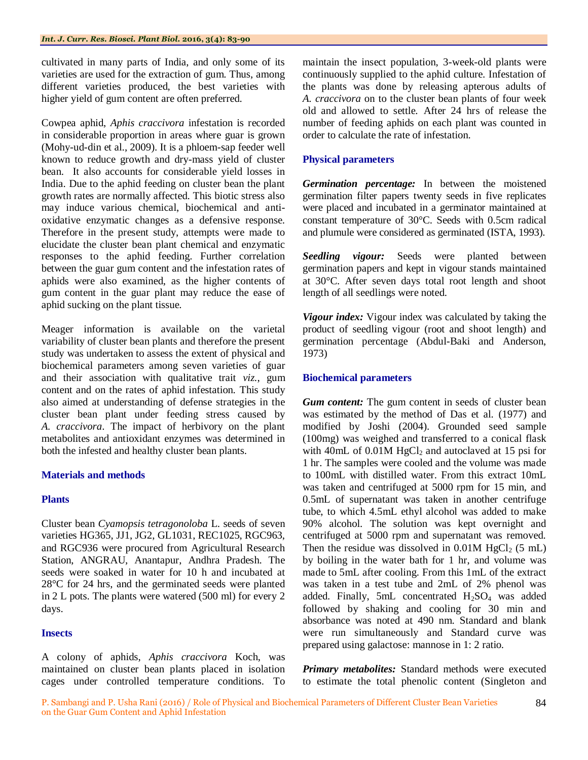cultivated in many parts of India, and only some of its varieties are used for the extraction of gum. Thus, among different varieties produced, the best varieties with higher yield of gum content are often preferred.

Cowpea aphid, *Aphis craccivora* infestation is recorded in considerable proportion in areas where guar is grown (Mohy-ud-din et al., 2009). It is a phloem-sap feeder well known to reduce growth and dry-mass yield of cluster bean. It also accounts for considerable yield losses in India. Due to the aphid feeding on cluster bean the plant growth rates are normally affected. This biotic stress also may induce various chemical, biochemical and anti-oxidative enzymatic changes as a defensive response. Therefore in the present study, attempts were made to elucidate the cluster bean plant chemical and enzymatic responses to the aphid feeding. Further correlation between the guar gum content and the infestation rates of aphids were also examined, as the higher contents of gum content in the guar plant may reduce the ease of aphid sucking on the plant tissue.

Meager information is available on the varietal variability of cluster bean plants and therefore the present study was undertaken to assess the extent of physical and biochemical parameters among seven varieties of guar and their association with qualitative trait *viz.*, gum content and on the rates of aphid infestation. This study also aimed at understanding of defense strategies in the cluster bean plant under feeding stress caused by *A. craccivora*. The impact of herbivory on the plant metabolites and antioxidant enzymes was determined in both the infested and healthy cluster bean plants.

## Materials and methods

### Plants

Cluster bean *Cyamopsis tetragonoloba* L. seeds of seven varieties HG365, JJ1, JG2, GL1031, REC1025, RGC963, and RGC936 were procured from Agricultural Research Station, ANGRAU, Anantapur, Andhra Pradesh. The seeds were soaked in water for 10 h and incubated at 28°C for 24 hrs, and the germinated seeds were planted in 2 L pots. The plants were watered (500 ml) for every 2 days.

### Insects

A colony of aphids, *Aphis craccivora* Koch, was maintained on cluster bean plants placed in isolation cages under controlled temperature conditions. To maintain the insect population, 3-week-old plants were continuously supplied to the aphid culture. Infestation of the plants was done by releasing apterous adults of *A. craccivora* on to the cluster bean plants of four week old and allowed to settle. After 24 hrs of release the number of feeding aphids on each plant was counted in order to calculate the rate of infestation.

### Physical parameters

***Germination percentage:*** In between the moistened germination filter papers twenty seeds in five replicates were placed and incubated in a germinator maintained at constant temperature of 30°C. Seeds with 0.5cm radical and plumule were considered as germinated (ISTA, 1993).

***Seedling vigour:*** Seeds were planted between germination papers and kept in vigour stands maintained at 30°C. After seven days total root length and shoot length of all seedlings were noted.

***Vigour index:*** Vigour index was calculated by taking the product of seedling vigour (root and shoot length) and germination percentage (Abdul-Baki and Anderson, 1973)

### Biochemical parameters

***Gum content:*** The gum content in seeds of cluster bean was estimated by the method of Das et al. (1977) and modified by Joshi (2004). Grounded seed sample (100mg) was weighed and transferred to a conical flask with 40mL of 0.01M $HgCl_2$ and autoclaved at 15 psi for 1 hr. The samples were cooled and the volume was made to 100mL with distilled water. From this extract 10mL was taken and centrifuged at 5000 rpm for 15 min, and 0.5mL of supernatant was taken in another centrifuge tube, to which 4.5mL ethyl alcohol was added to make 90% alcohol. The solution was kept overnight and centrifuged at 5000 rpm and supernatant was removed. Then the residue was dissolved in 0.01M $HgCl_2$ (5 mL) by boiling in the water bath for 1 hr, and volume was made to 5mL after cooling. From this 1mL of the extract was taken in a test tube and 2mL of 2% phenol was added. Finally, 5mL concentrated $H_2SO_4$ was added followed by shaking and cooling for 30 min and absorbance was noted at 490 nm. Standard and blank were run simultaneously and Standard curve was prepared using galactose: mannose in 1: 2 ratio.

***Primary metabolites:*** Standard methods were executed to estimate the total phenolic content (Singleton and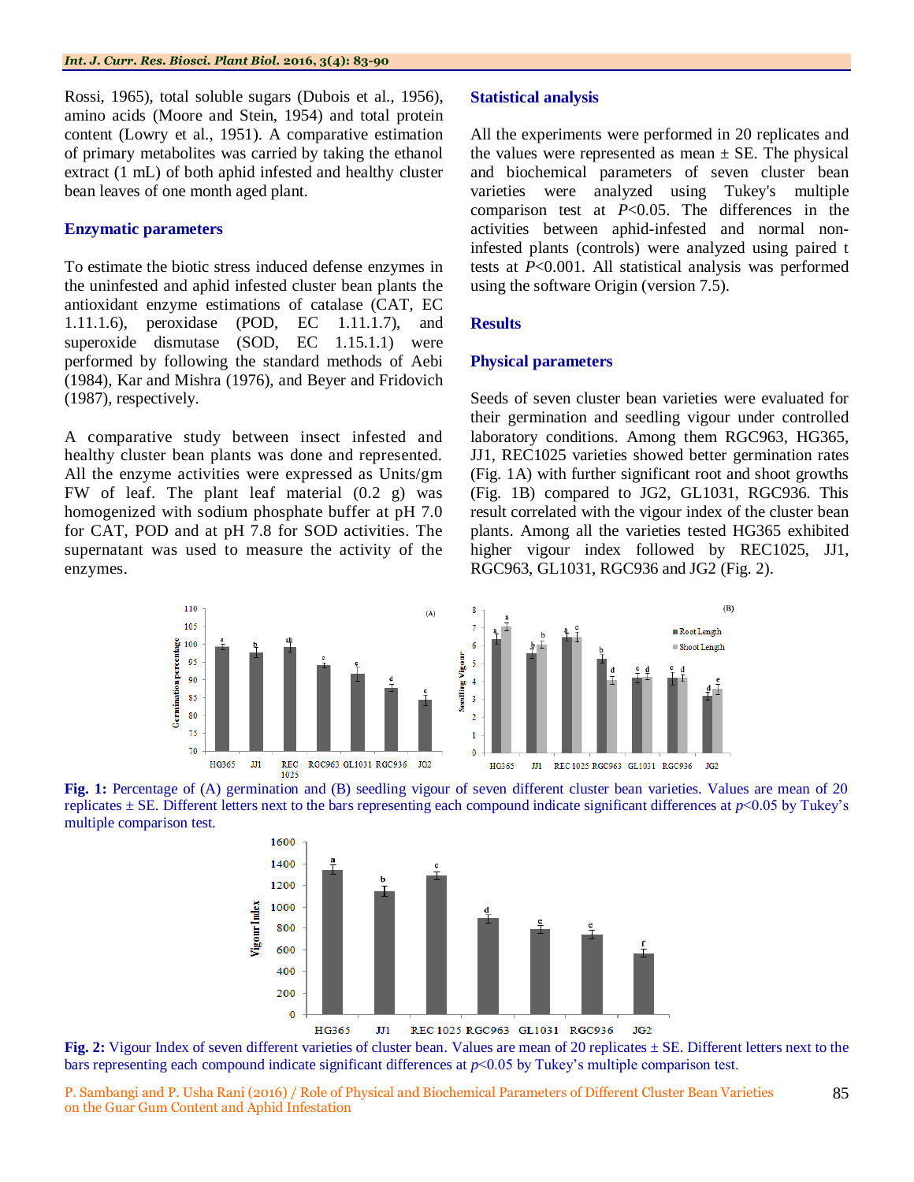Rossi, 1965), total soluble sugars (Dubois et al., 1956), amino acids (Moore and Stein, 1954) and total protein content (Lowry et al., 1951). A comparative estimation of primary metabolites was carried by taking the ethanol extract (1 mL) of both aphid infested and healthy cluster bean leaves of one month aged plant.

## Enzymatic parameters

To estimate the biotic stress induced defense enzymes in the uninfested and aphid infested cluster bean plants the antioxidant enzyme estimations of catalase (CAT, EC 1.11.1.6), peroxidase (POD, EC 1.11.1.7), and superoxide dismutase (SOD, EC 1.15.1.1) were performed by following the standard methods of Aebi (1984), Kar and Mishra (1976), and Beyer and Fridovich (1987), respectively.

A comparative study between insect infested and healthy cluster bean plants was done and represented. All the enzyme activities were expressed as Units/gm FW of leaf. The plant leaf material (0.2 g) was homogenized with sodium phosphate buffer at pH 7.0 for CAT, POD and at pH 7.8 for SOD activities. The supernatant was used to measure the activity of the enzymes.

## Statistical analysis

All the experiments were performed in 20 replicates and the values were represented as mean ± SE. The physical and biochemical parameters of seven cluster bean varieties were analyzed using Tukey's multiple comparison test at $P<0.05$. The differences in the activities between aphid-infested and normal non-infested plants (controls) were analyzed using paired t tests at $P<0.001$. All statistical analysis was performed using the software Origin (version 7.5).

## Results

## Physical parameters

Seeds of seven cluster bean varieties were evaluated for their germination and seedling vigour under controlled laboratory conditions. Among them RGC963, HG365, JJ1, REC1025 varieties showed better germination rates (Fig. 1A) with further significant root and shoot growths (Fig. 1B) compared to JG2, GL1031, RGC936. This result correlated with the vigour index of the cluster bean plants. Among all the varieties tested HG365 exhibited higher vigour index followed by REC1025, JJ1, RGC963, GL1031, RGC936 and JG2 (Fig. 2).

**Fig. 1:** Percentage of (A) germination and (B) seedling vigour of seven different cluster bean varieties. Values are mean of 20 replicates ± SE. Different letters next to the bars representing each compound indicate significant differences at $p<0.05$ by Tukey's multiple comparison test.

**Fig. 2:** Vigour Index of seven different varieties of cluster bean. Values are mean of 20 replicates ± SE. Different letters next to the bars representing each compound indicate significant differences at $p<0.05$ by Tukey's multiple comparison test.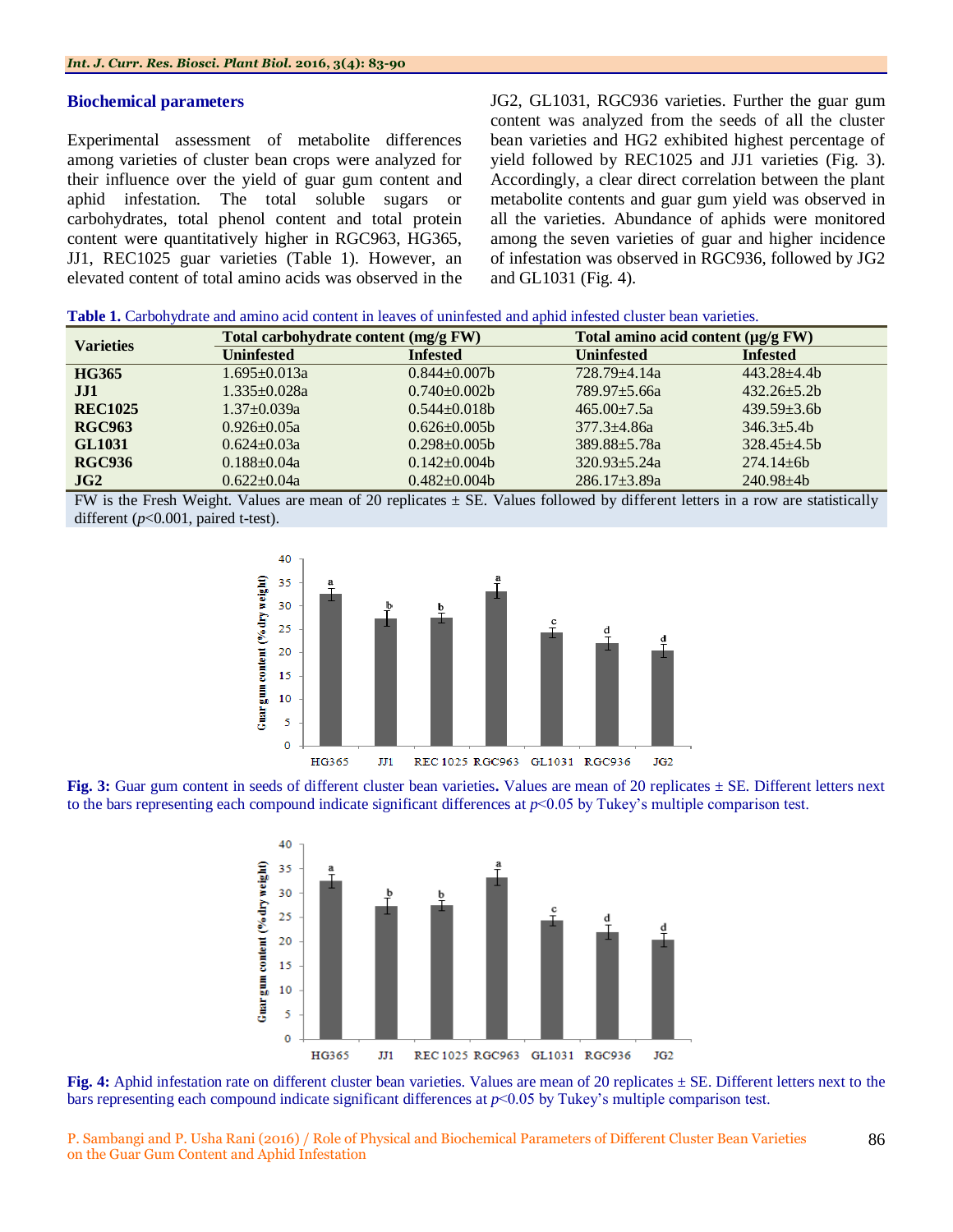### Biochemical parameters

Experimental assessment of metabolite differences among varieties of cluster bean crops were analyzed for their influence over the yield of guar gum content and aphid infestation. The total soluble sugars or carbohydrates, total phenol content and total protein content were quantitatively higher in RGC963, HG365, JJ1, REC1025 guar varieties (Table 1). However, an elevated content of total amino acids was observed in the JG2, GL1031, RGC936 varieties. Further the guar gum content was analyzed from the seeds of all the cluster bean varieties and HG2 exhibited highest percentage of yield followed by REC1025 and JJ1 varieties (Fig. 3). Accordingly, a clear direct correlation between the plant metabolite contents and guar gum yield was observed in all the varieties. Abundance of aphids were monitored among the seven varieties of guar and higher incidence of infestation was observed in RGC936, followed by JG2 and GL1031 (Fig. 4).

**Table 1.** Carbohydrate and amino acid content in leaves of uninfested and aphid infested cluster bean varieties.

| Varieties | Total carbohydrate content (mg/g FW) | | Total amino acid content (μg/g FW) | |
|---|---|---|---|---|
| | Uninfested | Infested | Uninfested | Infested |
| **HG365** | 1.695±0.013a | 0.844±0.007b | 728.79±4.14a | 443.28±4.4b |
| **JJ1** | 1.335±0.028a | 0.740±0.002b | 789.97±5.66a | 432.26±5.2b |
| **REC1025** | 1.37±0.039a | 0.544±0.018b | 465.00±7.5a | 439.59±3.6b |
| **RGC963** | 0.926±0.05a | 0.626±0.005b | 377.3±4.86a | 346.3±5.4b |
| **GL1031** | 0.624±0.03a | 0.298±0.005b | 389.88±5.78a | 328.45±4.5b |
| **RGC936** | 0.188±0.04a | 0.142±0.004b | 320.93±5.24a | 274.14±6b |
| **JG2** | 0.622±0.04a | 0.482±0.004b | 286.17±3.89a | 240.98±4b |

FW is the Fresh Weight. Values are mean of 20 replicates ± SE. Values followed by different letters in a row are statistically different ($p$<0.001, paired t-test).

**Fig. 3:** Guar gum content in seeds of different cluster bean varieties**.** Values are mean of 20 replicates ± SE. Different letters next to the bars representing each compound indicate significant differences at $p$<0.05 by Tukey's multiple comparison test.

**Fig. 4:** Aphid infestation rate on different cluster bean varieties. Values are mean of 20 replicates ± SE. Different letters next to the bars representing each compound indicate significant differences at $p$<0.05 by Tukey's multiple comparison test.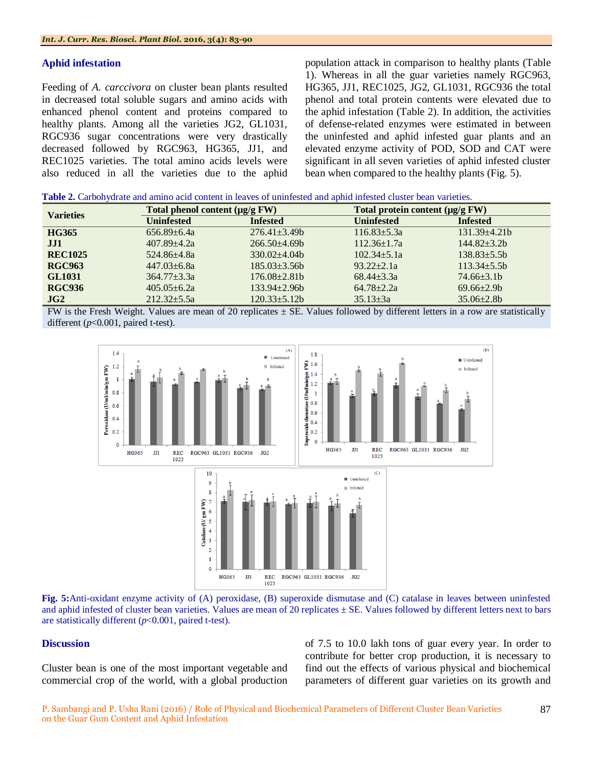## Aphid infestation

Feeding of *A. carccivora* on cluster bean plants resulted in decreased total soluble sugars and amino acids with enhanced phenol content and proteins compared to healthy plants. Among all the varieties JG2, GL1031, RGC936 sugar concentrations were very drastically decreased followed by RGC963, HG365, JJ1, and REC1025 varieties. The total amino acids levels were also reduced in all the varieties due to the aphid population attack in comparison to healthy plants (Table 1). Whereas in all the guar varieties namely RGC963, HG365, JJ1, REC1025, JG2, GL1031, RGC936 the total phenol and total protein contents were elevated due to the aphid infestation (Table 2). In addition, the activities of defense-related enzymes were estimated in between the uninfested and aphid infested guar plants and an elevated enzyme activity of POD, SOD and CAT were significant in all seven varieties of aphid infested cluster bean when compared to the healthy plants (Fig. 5).

**Table 2.** Carbohydrate and amino acid content in leaves of uninfested and aphid infested cluster bean varieties.

| Varieties | Total phenol content (µg/g FW) | | Total protein content (µg/g FW) | |
|---|---|---|---|---|
| | Uninfested | Infested | Uninfested | Infested |
| **HG365** | 656.89±6.4a | 276.41±3.49b | 116.83±5.3a | 131.39±4.21b |
| **JJ1** | 407.89±4.2a | 266.50±4.69b | 112.36±1.7a | 144.82±3.2b |
| **REC1025** | 524.86±4.8a | 330.02±4.04b | 102.34±5.1a | 138.83±5.5b |
| **RGC963** | 447.03±6.8a | 185.03±3.56b | 93.22±2.1a | 113.34±5.5b |
| **GL1031** | 364.77±3.3a | 176.08±2.81b | 68.44±3.3a | 74.66±3.1b |
| **RGC936** | 405.05±6.2a | 133.94±2.96b | 64.78±2.2a | 69.66±2.9b |
| **JG2** | 212.32±5.5a | 120.33±5.12b | 35.13±3a | 35.06±2.8b |

FW is the Fresh Weight. Values are mean of 20 replicates ± SE. Values followed by different letters in a row are statistically different ($p$<0.001, paired t-test).

**Fig. 5:** Anti-oxidant enzyme activity of (A) peroxidase, (B) superoxide dismutase and (C) catalase in leaves between uninfested and aphid infested of cluster bean varieties. Values are mean of 20 replicates ± SE. Values followed by different letters next to bars are statistically different ($p$<0.001, paired t-test).

## Discussion

Cluster bean is one of the most important vegetable and commercial crop of the world, with a global production of 7.5 to 10.0 lakh tons of guar every year. In order to contribute for better crop production, it is necessary to find out the effects of various physical and biochemical parameters of different guar varieties on its growth and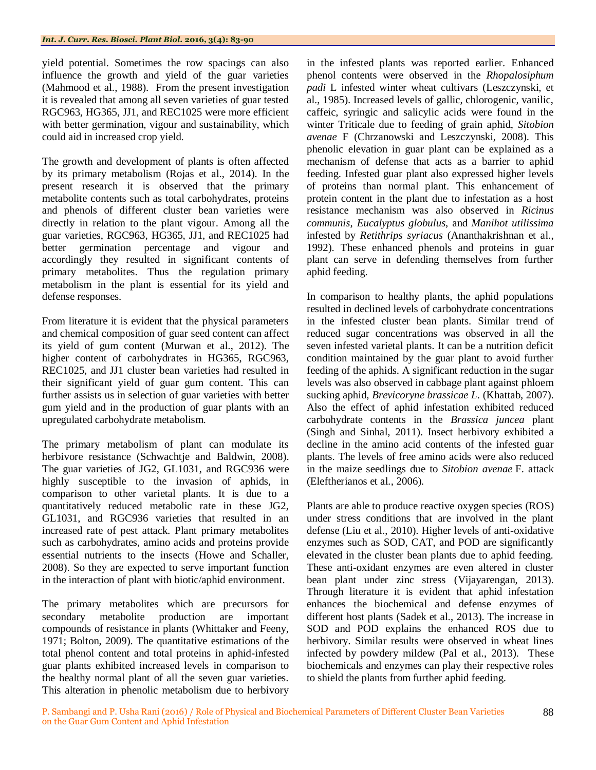yield potential. Sometimes the row spacings can also influence the growth and yield of the guar varieties (Mahmood et al., 1988). From the present investigation it is revealed that among all seven varieties of guar tested RGC963, HG365, JJ1, and REC1025 were more efficient with better germination, vigour and sustainability, which could aid in increased crop yield.

The growth and development of plants is often affected by its primary metabolism (Rojas et al., 2014). In the present research it is observed that the primary metabolite contents such as total carbohydrates, proteins and phenols of different cluster bean varieties were directly in relation to the plant vigour. Among all the guar varieties, RGC963, HG365, JJ1, and REC1025 had better germination percentage and vigour and accordingly they resulted in significant contents of primary metabolites. Thus the regulation primary metabolism in the plant is essential for its yield and defense responses.

From literature it is evident that the physical parameters and chemical composition of guar seed content can affect its yield of gum content (Murwan et al., 2012). The higher content of carbohydrates in HG365, RGC963, REC1025, and JJ1 cluster bean varieties had resulted in their significant yield of guar gum content. This can further assists us in selection of guar varieties with better gum yield and in the production of guar plants with an upregulated carbohydrate metabolism.

The primary metabolism of plant can modulate its herbivore resistance (Schwachtje and Baldwin, 2008). The guar varieties of JG2, GL1031, and RGC936 were highly susceptible to the invasion of aphids, in comparison to other varietal plants. It is due to a quantitatively reduced metabolic rate in these JG2, GL1031, and RGC936 varieties that resulted in an increased rate of pest attack. Plant primary metabolites such as carbohydrates, amino acids and proteins provide essential nutrients to the insects (Howe and Schaller, 2008). So they are expected to serve important function in the interaction of plant with biotic/aphid environment.

The primary metabolites which are precursors for secondary metabolite production are important compounds of resistance in plants (Whittaker and Feeny, 1971; Bolton, 2009). The quantitative estimations of the total phenol content and total proteins in aphid-infested guar plants exhibited increased levels in comparison to the healthy normal plant of all the seven guar varieties. This alteration in phenolic metabolism due to herbivory in the infested plants was reported earlier. Enhanced phenol contents were observed in the *Rhopalosiphum padi* L infested winter wheat cultivars (Leszczynski, et al., 1985). Increased levels of gallic, chlorogenic, vanilic, caffeic, syringic and salicylic acids were found in the winter Triticale due to feeding of grain aphid, *Sitobion avenae* F (Chrzanowski and Leszczynski, 2008). This phenolic elevation in guar plant can be explained as a mechanism of defense that acts as a barrier to aphid feeding. Infested guar plant also expressed higher levels of proteins than normal plant. This enhancement of protein content in the plant due to infestation as a host resistance mechanism was also observed in *Ricinus communis*, *Eucalyptus globulus*, and *Manihot utilissima* infested by *Retithrips syriacus* (Ananthakrishnan et al., 1992). These enhanced phenols and proteins in guar plant can serve in defending themselves from further aphid feeding.

In comparison to healthy plants, the aphid populations resulted in declined levels of carbohydrate concentrations in the infested cluster bean plants. Similar trend of reduced sugar concentrations was observed in all the seven infested varietal plants. It can be a nutrition deficit condition maintained by the guar plant to avoid further feeding of the aphids. A significant reduction in the sugar levels was also observed in cabbage plant against phloem sucking aphid, *Brevicoryne brassicae L*. (Khattab, 2007). Also the effect of aphid infestation exhibited reduced carbohydrate contents in the *Brassica juncea* plant (Singh and Sinhal, 2011). Insect herbivory exhibited a decline in the amino acid contents of the infested guar plants. The levels of free amino acids were also reduced in the maize seedlings due to *Sitobion avenae* F. attack (Eleftherianos et al., 2006).

Plants are able to produce reactive oxygen species (ROS) under stress conditions that are involved in the plant defense (Liu et al., 2010). Higher levels of anti-oxidative enzymes such as SOD, CAT, and POD are significantly elevated in the cluster bean plants due to aphid feeding. These anti-oxidant enzymes are even altered in cluster bean plant under zinc stress (Vijayarengan, 2013). Through literature it is evident that aphid infestation enhances the biochemical and defense enzymes of different host plants (Sadek et al., 2013). The increase in SOD and POD explains the enhanced ROS due to herbivory. Similar results were observed in wheat lines infected by powdery mildew (Pal et al., 2013). These biochemicals and enzymes can play their respective roles to shield the plants from further aphid feeding.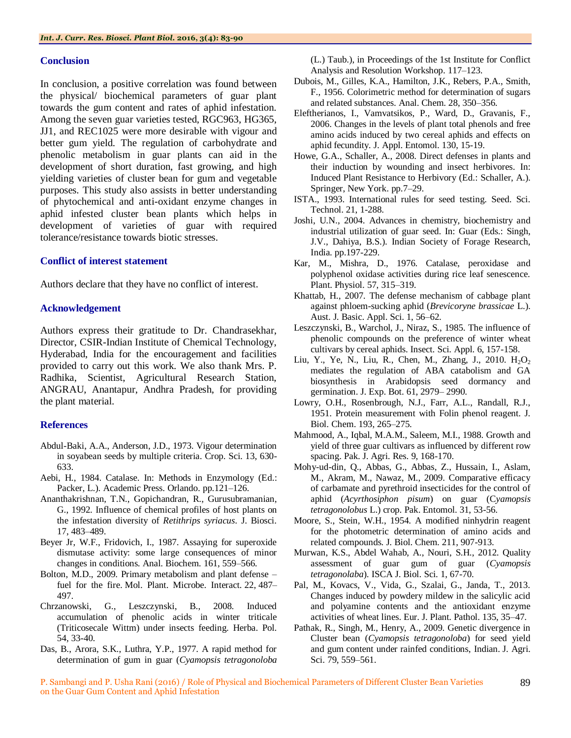## Conclusion

In conclusion, a positive correlation was found between the physical/ biochemical parameters of guar plant towards the gum content and rates of aphid infestation. Among the seven guar varieties tested, RGC963, HG365, JJ1, and REC1025 were more desirable with vigour and better gum yield. The regulation of carbohydrate and phenolic metabolism in guar plants can aid in the development of short duration, fast growing, and high yielding varieties of cluster bean for gum and vegetable purposes. This study also assists in better understanding of phytochemical and anti-oxidant enzyme changes in aphid infested cluster bean plants which helps in development of varieties of guar with required tolerance/resistance towards biotic stresses.

## Conflict of interest statement

Authors declare that they have no conflict of interest.

## Acknowledgement

Authors express their gratitude to Dr. Chandrasekhar, Director, CSIR-Indian Institute of Chemical Technology, Hyderabad, India for the encouragement and facilities provided to carry out this work. We also thank Mrs. P. Radhika, Scientist, Agricultural Research Station, ANGRAU, Anantapur, Andhra Pradesh, for providing the plant material.

## References

Abdul-Baki, A.A., Anderson, J.D., 1973. Vigour determination in soyabean seeds by multiple criteria. Crop. Sci. 13, 630-633.

Aebi, H., 1984. Catalase. In: Methods in Enzymology (Ed.: Packer, L.). Academic Press. Orlando. pp.121–126.

Ananthakrishnan, T.N., Gopichandran, R., Gurusubramanian, G., 1992. Influence of chemical profiles of host plants on the infestation diversity of *Retithrips syriacus*. J. Biosci. 17, 483–489.

Beyer Jr, W.F., Fridovich, I., 1987. Assaying for superoxide dismutase activity: some large consequences of minor changes in conditions. Anal. Biochem. 161, 559–566.

Bolton, M.D., 2009. Primary metabolism and plant defense – fuel for the fire. Mol. Plant. Microbe. Interact. 22, 487–497.

Chrzanowski, G., Leszczynski, B., 2008. Induced accumulation of phenolic acids in winter triticale (Triticosecale Wittm) under insects feeding. Herba. Pol. 54, 33-40.

Das, B., Arora, S.K., Luthra, Y.P., 1977. A rapid method for determination of gum in guar (*Cyamopsis tetragonoloba* (L.) Taub.), in Proceedings of the 1st Institute for Conflict Analysis and Resolution Workshop. 117–123.

Dubois, M., Gilles, K.A., Hamilton, J.K., Rebers, P.A., Smith, F., 1956. Colorimetric method for determination of sugars and related substances. Anal. Chem. 28, 350–356.

Eleftherianos, I., Vamvatsikos, P., Ward, D., Gravanis, F., 2006. Changes in the levels of plant total phenols and free amino acids induced by two cereal aphids and effects on aphid fecundity. J. Appl. Entomol. 130, 15-19.

Howe, G.A., Schaller, A., 2008. Direct defenses in plants and their induction by wounding and insect herbivores. In: Induced Plant Resistance to Herbivory (Ed.: Schaller, A.). Springer, New York. pp.7–29.

ISTA., 1993. International rules for seed testing. Seed. Sci. Technol. 21, 1-288.

Joshi, U.N., 2004. Advances in chemistry, biochemistry and industrial utilization of guar seed. In: Guar (Eds.: Singh, J.V., Dahiya, B.S.). Indian Society of Forage Research, India. pp.197-229.

Kar, M., Mishra, D., 1976. Catalase, peroxidase and polyphenol oxidase activities during rice leaf senescence. Plant. Physiol. 57, 315–319.

Khattab, H., 2007. The defense mechanism of cabbage plant against phloem-sucking aphid (*Brevicoryne brassicae* L.). Aust. J. Basic. Appl. Sci. 1, 56–62.

Leszczynski, B., Warchol, J., Niraz, S., 1985. The influence of phenolic compounds on the preference of winter wheat cultivars by cereal aphids. Insect. Sci. Appl. 6, 157-158.

Liu, Y., Ye, N., Liu, R., Chen, M., Zhang, J., 2010. $H_2O_2$ mediates the regulation of ABA catabolism and GA biosynthesis in Arabidopsis seed dormancy and germination. J. Exp. Bot. 61, 2979– 2990.

Lowry, O.H., Rosenbrough, N.J., Farr, A.L., Randall, R.J., 1951. Protein measurement with Folin phenol reagent. J. Biol. Chem. 193, 265–275.

Mahmood, A., Iqbal, M.A.M., Saleem, M.I., 1988. Growth and yield of three guar cultivars as influenced by different row spacing. Pak. J. Agri. Res. 9, 168-170.

Mohy-ud-din, Q., Abbas, G., Abbas, Z., Hussain, I., Aslam, M., Akram, M., Nawaz, M., 2009. Comparative efficacy of carbamate and pyrethroid insecticides for the control of aphid (*Acyrthosiphon pisum*) on guar (C*yamopsis tetragonolobus* L.) crop. Pak. Entomol. 31, 53-56.

Moore, S., Stein, W.H., 1954. A modified ninhydrin reagent for the photometric determination of amino acids and related compounds. J. Biol. Chem. 211, 907-913.

Murwan, K.S., Abdel Wahab, A., Nouri, S.H., 2012. Quality assessment of guar gum of guar (*Cyamopsis tetragonolaba*). ISCA J. Biol. Sci. 1, 67-70.

Pal, M., Kovacs, V., Vida, G., Szalai, G., Janda, T., 2013. Changes induced by powdery mildew in the salicylic acid and polyamine contents and the antioxidant enzyme activities of wheat lines. Eur. J. Plant. Pathol. 135, 35–47.

Pathak, R., Singh, M., Henry, A., 2009. Genetic divergence in Cluster bean (*Cyamopsis tetragonoloba*) for seed yield and gum content under rainfed conditions, Indian. J. Agri. Sci. 79, 559–561.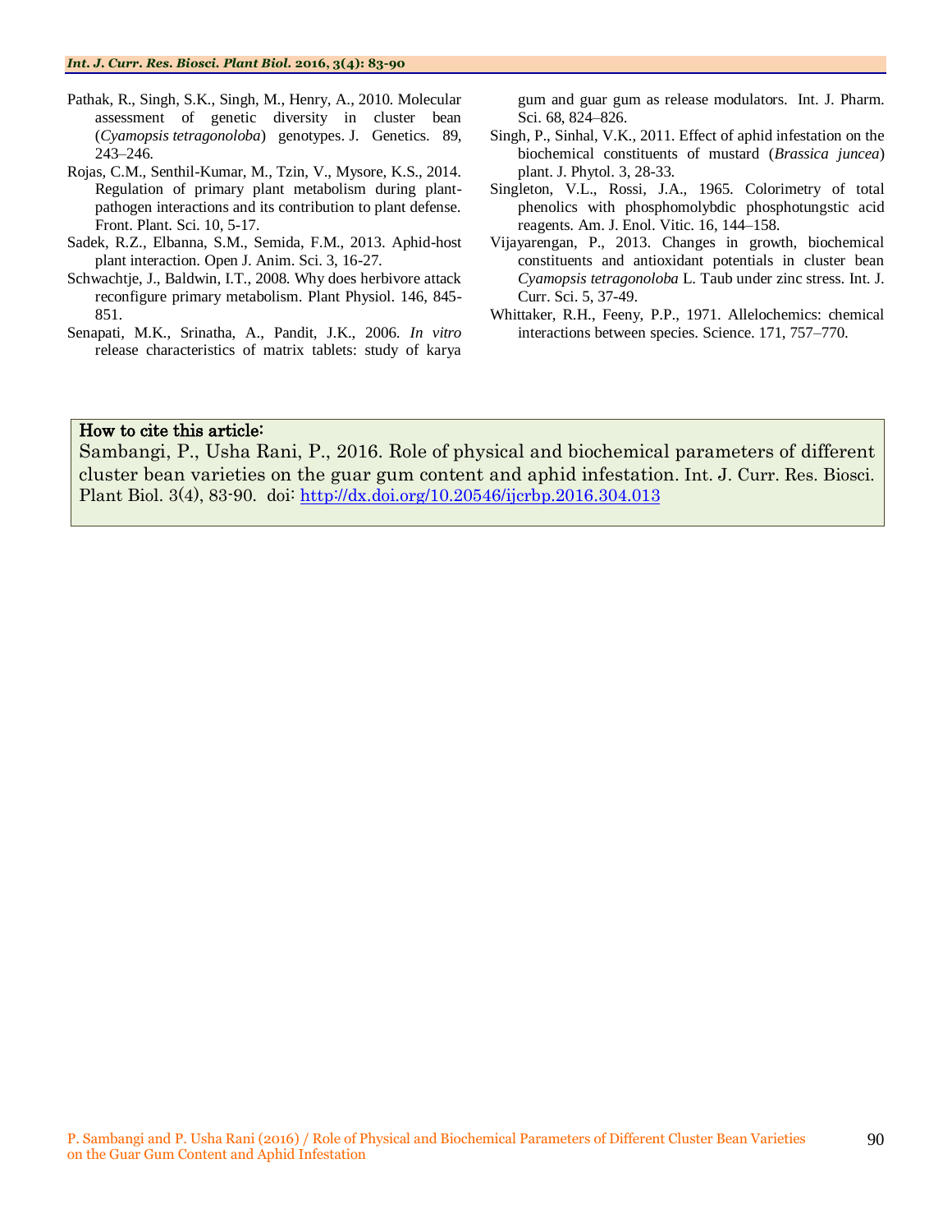Pathak, R., Singh, S.K., Singh, M., Henry, A., 2010. Molecular assessment of genetic diversity in cluster bean (*Cyamopsis tetragonoloba*) genotypes. J. Genetics. 89, 243–246.

Rojas, C.M., Senthil-Kumar, M., Tzin, V., Mysore, K.S., 2014. Regulation of primary plant metabolism during plant-pathogen interactions and its contribution to plant defense. Front. Plant. Sci. 10, 5-17.

Sadek, R.Z., Elbanna, S.M., Semida, F.M., 2013. Aphid-host plant interaction. Open J. Anim. Sci. 3, 16-27.

Schwachtje, J., Baldwin, I.T., 2008. Why does herbivore attack reconfigure primary metabolism. Plant Physiol. 146, 845-851.

Senapati, M.K., Srinatha, A., Pandit, J.K., 2006. *In vitro* release characteristics of matrix tablets: study of karya gum and guar gum as release modulators. Int. J. Pharm. Sci. 68, 824–826.

Singh, P., Sinhal, V.K., 2011. Effect of aphid infestation on the biochemical constituents of mustard (*Brassica juncea*) plant. J. Phytol. 3, 28-33.

Singleton, V.L., Rossi, J.A., 1965. Colorimetry of total phenolics with phosphomolybdic phosphotungstic acid reagents. Am. J. Enol. Vitic. 16, 144–158.

Vijayarengan, P., 2013. Changes in growth, biochemical constituents and antioxidant potentials in cluster bean *Cyamopsis tetragonoloba* L. Taub under zinc stress. Int. J. Curr. Sci. 5, 37-49.

Whittaker, R.H., Feeny, P.P., 1971. Allelochemics: chemical interactions between species. Science. 171, 757–770.

**How to cite this article:**

Sambangi, P., Usha Rani, P., 2016. Role of physical and biochemical parameters of different cluster bean varieties on the guar gum content and aphid infestation. Int. J. Curr. Res. Biosci. Plant Biol. 3(4), 83-90. doi: http://dx.doi.org/10.20546/ijcrbp.2016.304.013